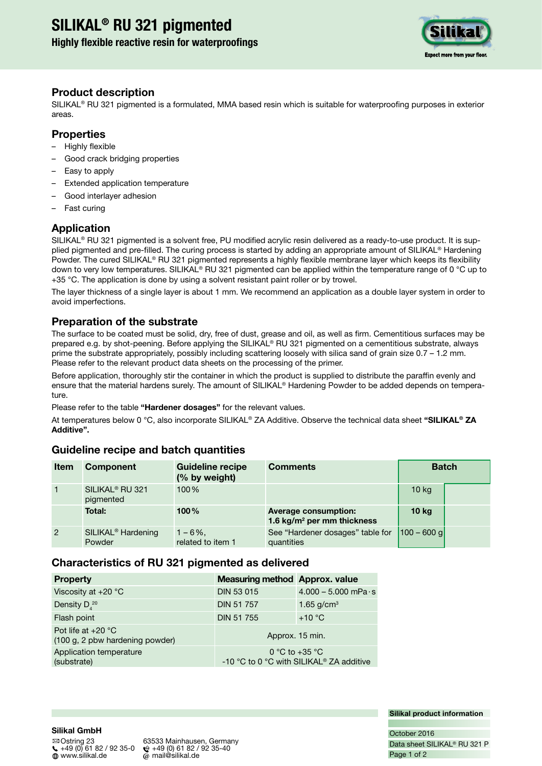# SILIKAL® RU 321 pigmented

**Highly flexible reactive resin for waterproofings**

## Product description

SILIKAL® RU 321 pigmented is a formulated, MMA based resin which is suitable for waterproofing purposes in exterior areas.

## Properties

- Highly flexible
- Good crack bridging properties
- Easy to apply
- Extended application temperature
- Good interlayer adhesion
- Fast curing

## Application

SILIKAL® RU 321 pigmented is a solvent free, PU modified acrylic resin delivered as a ready-to-use product. It is supplied pigmented and pre-filled. The curing process is started by adding an appropriate amount of SILIKAL® Hardening Powder. The cured SILIKAL® RU 321 pigmented represents a highly flexible membrane layer which keeps its flexibility down to very low temperatures. SILIKAL® RU 321 pigmented can be applied within the temperature range of 0 °C up to +35 °C. The application is done by using a solvent resistant paint roller or by trowel.

The layer thickness of a single layer is about 1 mm. We recommend an application as a double layer system in order to avoid imperfections.

## Preparation of the substrate

The surface to be coated must be solid, dry, free of dust, grease and oil, as well as firm. Cementitious surfaces may be prepared e.g. by shot-peening. Before applying the SILIKAL® RU 321 pigmented on a cementitious substrate, always prime the substrate appropriately, possibly including scattering loosely with silica sand of grain size 0.7 – 1.2 mm. Please refer to the relevant product data sheets on the processing of the primer.

Before application, thoroughly stir the container in which the product is supplied to distribute the paraffin evenly and ensure that the material hardens surely. The amount of SILIKAL® Hardening Powder to be added depends on temperature.

Please refer to the table **"Hardener dosages"** for the relevant values.

At temperatures below 0 °C, also incorporate SILIKAL® ZA Additive. Observe the technical data sheet **"SILIKAL® ZA Additive".**

## Guideline recipe and batch quantities

| Item | Component | Guideline recipe (% by weight) | Comments | Batch | |
|---|---|---|---|---|---|
| 1 | SILIKAL® RU 321 pigmented | 100 % | | 10 kg | |
| | **Total:** | **100 %** | **Average consumption: 1.6 kg/m² per mm thickness** | **10 kg** | |
| 2 | SILIKAL® Hardening Powder | 1 – 6 %, related to item 1 | See "Hardener dosages" table for quantities | 100 – 600 g | |

## Characteristics of RU 321 pigmented as delivered

| Property | Measuring method | Approx. value |
|---|---|---|
| Viscosity at +20 °C | DIN 53 015 | 4.000 – 5.000 mPa·s |
| Density $D_4^{20}$ | DIN 51 757 | 1.65 g/cm³ |
| Flash point | DIN 51 755 | +10 °C |
| Pot life at +20 °C (100 g, 2 pbw hardening powder) | Approx. 15 min. | |
| Application temperature (substrate) | 0 °C to +35 °C<br>-10 °C to 0 °C with SILIKAL® ZA additive | |

**Silikal GmbH**
Ostring 23, 63533 Mainhausen, Germany
+49 (0) 61 82 / 92 35-0, +49 (0) 61 82 / 92 35-40
www.silikal.de, mail@silikal.de

**Silikal product information**
October 2016
Data sheet SILIKAL® RU 321 P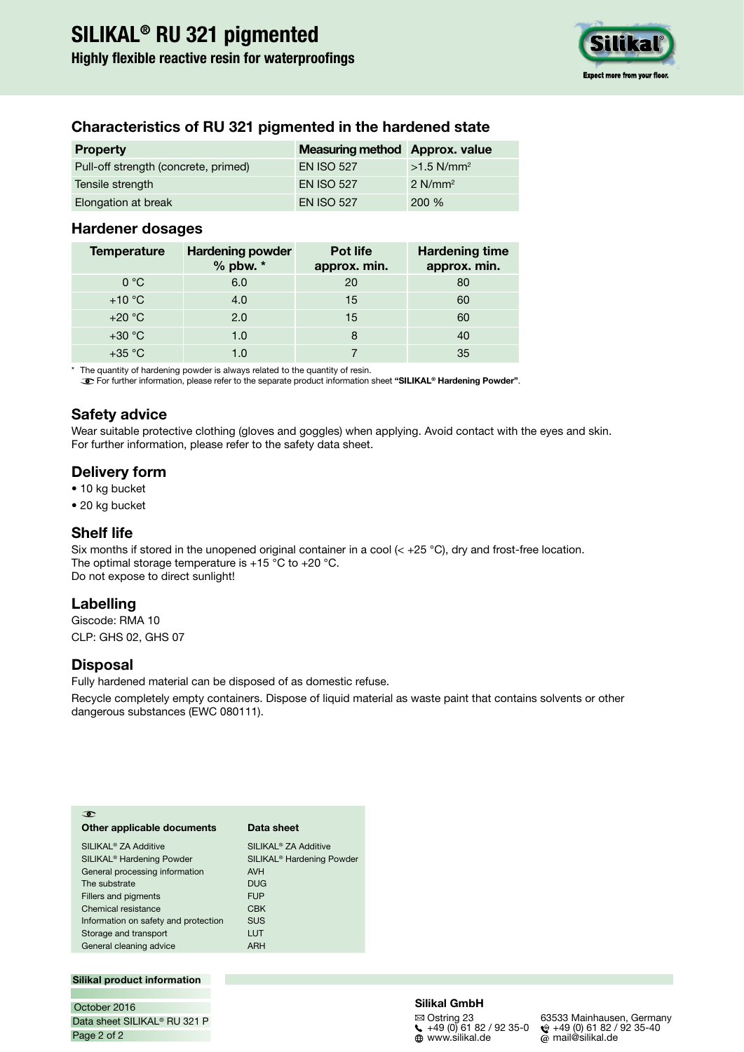# SILIKAL® RU 321 pigmented

**Highly flexible reactive resin for waterproofings**

## Characteristics of RU 321 pigmented in the hardened state

| Property | Measuring method | Approx. value |
|---|---|---|
| Pull-off strength (concrete, primed) | EN ISO 527 | >1.5 N/mm² |
| Tensile strength | EN ISO 527 | 2 N/mm² |
| Elongation at break | EN ISO 527 | 200 % |

## Hardener dosages

| Temperature | Hardening powder % pbw. * | Pot life approx. min. | Hardening time approx. min. |
|---|---|---|---|
| 0 °C | 6.0 | 20 | 80 |
| +10 °C | 4.0 | 15 | 60 |
| +20 °C | 2.0 | 15 | 60 |
| +30 °C | 1.0 | 8 | 40 |
| +35 °C | 1.0 | 7 | 35 |

\* The quantity of hardening powder is always related to the quantity of resin.
For further information, please refer to the separate product information sheet **"SILIKAL® Hardening Powder"**.

## Safety advice

Wear suitable protective clothing (gloves and goggles) when applying. Avoid contact with the eyes and skin.
For further information, please refer to the safety data sheet.

## Delivery form

- 10 kg bucket
- 20 kg bucket

## Shelf life

Six months if stored in the unopened original container in a cool (< +25 °C), dry and frost-free location.
The optimal storage temperature is +15 °C to +20 °C.
Do not expose to direct sunlight!

## Labelling

Giscode: RMA 10
CLP: GHS 02, GHS 07

## Disposal

Fully hardened material can be disposed of as domestic refuse.

Recycle completely empty containers. Dispose of liquid material as waste paint that contains solvents or other dangerous substances (EWC 080111).

| Other applicable documents | Data sheet |
|---|---|
| SILIKAL® ZA Additive | SILIKAL® ZA Additive |
| SILIKAL® Hardening Powder | SILIKAL® Hardening Powder |
| General processing information | AVH |
| The substrate | DUG |
| Fillers and pigments | FUP |
| Chemical resistance | CBK |
| Information on safety and protection | SUS |
| Storage and transport | LUT |
| General cleaning advice | ARH |

**Silikal product information**

October 2016
Data sheet SILIKAL® RU 321 P

**Silikal GmbH**
Ostring 23
63533 Mainhausen, Germany
+49 (0) 61 82 / 92 35-0
+49 (0) 61 82 / 92 35-40
www.silikal.de
mail@silikal.de